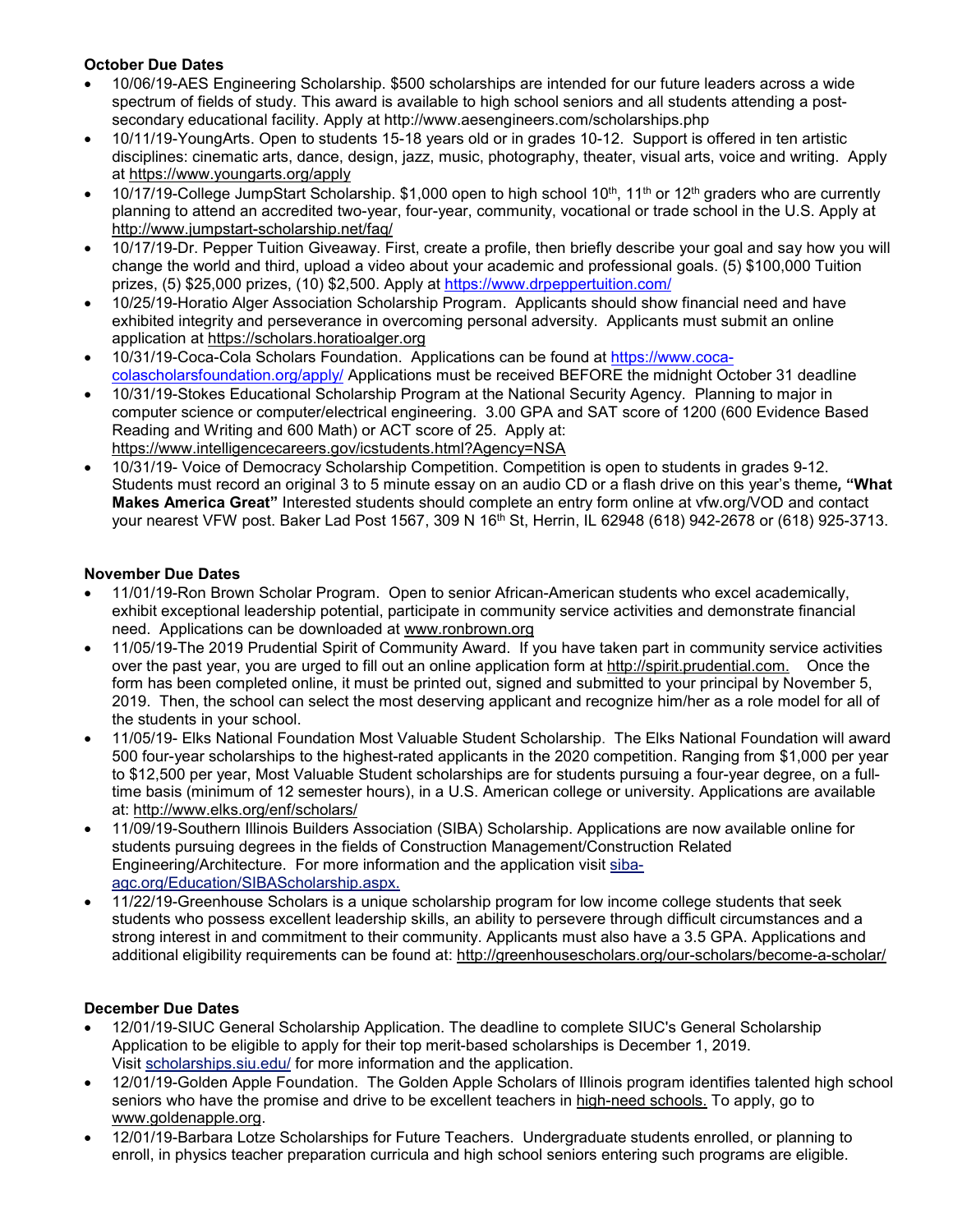**October Due Dates**

- 10/06/19-AES Engineering Scholarship. $500 scholarships are intended for our future leaders across a wide spectrum of fields of study. This award is available to high school seniors and all students attending a post-secondary educational facility. Apply at http://www.aesengineers.com/scholarships.php
- 10/11/19-YoungArts. Open to students 15-18 years old or in grades 10-12. Support is offered in ten artistic disciplines: cinematic arts, dance, design, jazz, music, photography, theater, visual arts, voice and writing. Apply at https://www.youngarts.org/apply
- 10/17/19-College JumpStart Scholarship. $1,000 open to high school 10th, 11th or 12th graders who are currently planning to attend an accredited two-year, four-year, community, vocational or trade school in the U.S. Apply at http://www.jumpstart-scholarship.net/faq/
- 10/17/19-Dr. Pepper Tuition Giveaway. First, create a profile, then briefly describe your goal and say how you will change the world and third, upload a video about your academic and professional goals. (5) $100,000 Tuition prizes, (5) $25,000 prizes, (10) $2,500. Apply at https://www.drpeppertuition.com/
- 10/25/19-Horatio Alger Association Scholarship Program. Applicants should show financial need and have exhibited integrity and perseverance in overcoming personal adversity. Applicants must submit an online application at https://scholars.horatioalger.org
- 10/31/19-Coca-Cola Scholars Foundation. Applications can be found at https://www.coca-colascholarsfoundation.org/apply/ Applications must be received BEFORE the midnight October 31 deadline
- 10/31/19-Stokes Educational Scholarship Program at the National Security Agency. Planning to major in computer science or computer/electrical engineering. 3.00 GPA and SAT score of 1200 (600 Evidence Based Reading and Writing and 600 Math) or ACT score of 25. Apply at: https://www.intelligencecareers.gov/icstudents.html?Agency=NSA
- 10/31/19- Voice of Democracy Scholarship Competition. Competition is open to students in grades 9-12. Students must record an original 3 to 5 minute essay on an audio CD or a flash drive on this year's theme**, "What Makes America Great"** Interested students should complete an entry form online at vfw.org/VOD and contact your nearest VFW post. Baker Lad Post 1567, 309 N 16th St, Herrin, IL 62948 (618) 942-2678 or (618) 925-3713.

**November Due Dates**

- 11/01/19-Ron Brown Scholar Program. Open to senior African-American students who excel academically, exhibit exceptional leadership potential, participate in community service activities and demonstrate financial need. Applications can be downloaded at www.ronbrown.org
- 11/05/19-The 2019 Prudential Spirit of Community Award. If you have taken part in community service activities over the past year, you are urged to fill out an online application form at http://spirit.prudential.com. Once the form has been completed online, it must be printed out, signed and submitted to your principal by November 5, 2019. Then, the school can select the most deserving applicant and recognize him/her as a role model for all of the students in your school.
- 11/05/19- Elks National Foundation Most Valuable Student Scholarship. The Elks National Foundation will award 500 four-year scholarships to the highest-rated applicants in the 2020 competition. Ranging from $1,000 per year to $12,500 per year, Most Valuable Student scholarships are for students pursuing a four-year degree, on a full-time basis (minimum of 12 semester hours), in a U.S. American college or university. Applications are available at: http://www.elks.org/enf/scholars/
- 11/09/19-Southern Illinois Builders Association (SIBA) Scholarship. Applications are now available online for students pursuing degrees in the fields of Construction Management/Construction Related Engineering/Architecture. For more information and the application visit siba-agc.org/Education/SIBAScholarship.aspx.
- 11/22/19-Greenhouse Scholars is a unique scholarship program for low income college students that seek students who possess excellent leadership skills, an ability to persevere through difficult circumstances and a strong interest in and commitment to their community. Applicants must also have a 3.5 GPA. Applications and additional eligibility requirements can be found at: http://greenhousescholars.org/our-scholars/become-a-scholar/

**December Due Dates**

- 12/01/19-SIUC General Scholarship Application. The deadline to complete SIUC's General Scholarship Application to be eligible to apply for their top merit-based scholarships is December 1, 2019. Visit scholarships.siu.edu/ for more information and the application.
- 12/01/19-Golden Apple Foundation. The Golden Apple Scholars of Illinois program identifies talented high school seniors who have the promise and drive to be excellent teachers in high-need schools. To apply, go to www.goldenapple.org.
- 12/01/19-Barbara Lotze Scholarships for Future Teachers. Undergraduate students enrolled, or planning to enroll, in physics teacher preparation curricula and high school seniors entering such programs are eligible.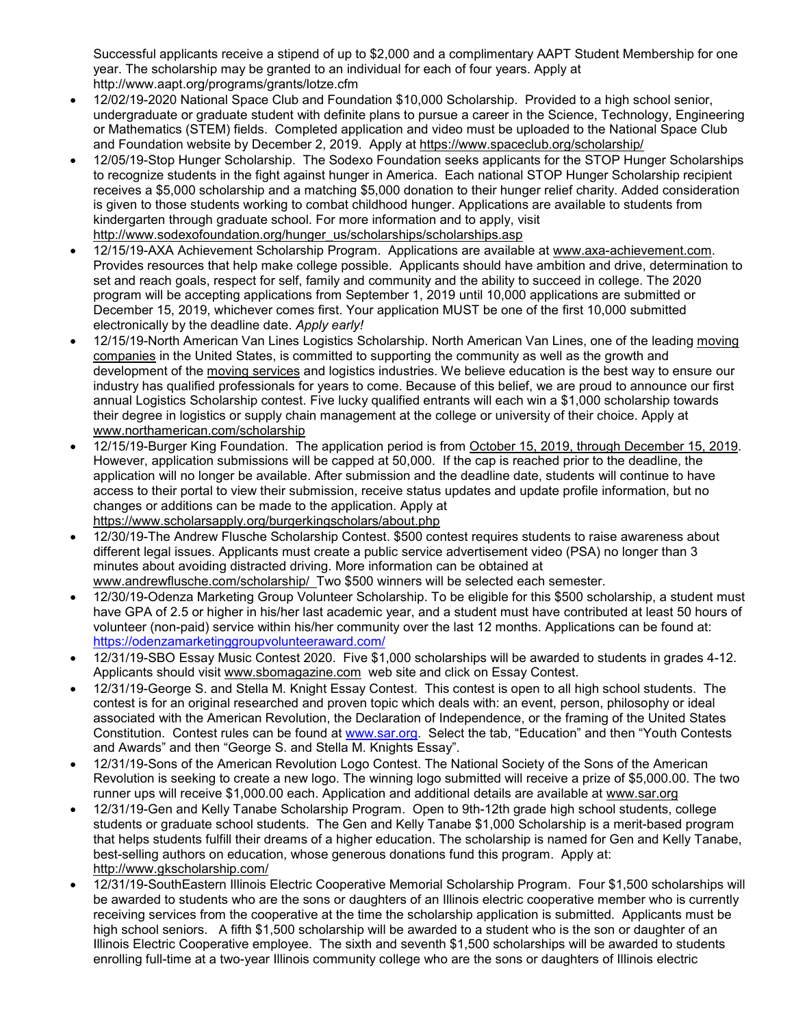Successful applicants receive a stipend of up to $2,000 and a complimentary AAPT Student Membership for one year. The scholarship may be granted to an individual for each of four years. Apply at http://www.aapt.org/programs/grants/lotze.cfm

- 12/02/19-2020 National Space Club and Foundation $10,000 Scholarship. Provided to a high school senior, undergraduate or graduate student with definite plans to pursue a career in the Science, Technology, Engineering or Mathematics (STEM) fields. Completed application and video must be uploaded to the National Space Club and Foundation website by December 2, 2019. Apply at https://www.spaceclub.org/scholarship/
- 12/05/19-Stop Hunger Scholarship. The Sodexo Foundation seeks applicants for the STOP Hunger Scholarships to recognize students in the fight against hunger in America. Each national STOP Hunger Scholarship recipient receives a $5,000 scholarship and a matching $5,000 donation to their hunger relief charity. Added consideration is given to those students working to combat childhood hunger. Applications are available to students from kindergarten through graduate school. For more information and to apply, visit http://www.sodexofoundation.org/hunger_us/scholarships/scholarships.asp
- 12/15/19-AXA Achievement Scholarship Program. Applications are available at www.axa-achievement.com. Provides resources that help make college possible. Applicants should have ambition and drive, determination to set and reach goals, respect for self, family and community and the ability to succeed in college. The 2020 program will be accepting applications from September 1, 2019 until 10,000 applications are submitted or December 15, 2019, whichever comes first. Your application MUST be one of the first 10,000 submitted electronically by the deadline date. *Apply early!*
- 12/15/19-North American Van Lines Logistics Scholarship. North American Van Lines, one of the leading moving companies in the United States, is committed to supporting the community as well as the growth and development of the moving services and logistics industries. We believe education is the best way to ensure our industry has qualified professionals for years to come. Because of this belief, we are proud to announce our first annual Logistics Scholarship contest. Five lucky qualified entrants will each win a $1,000 scholarship towards their degree in logistics or supply chain management at the college or university of their choice. Apply at www.northamerican.com/scholarship
- 12/15/19-Burger King Foundation. The application period is from October 15, 2019, through December 15, 2019. However, application submissions will be capped at 50,000. If the cap is reached prior to the deadline, the application will no longer be available. After submission and the deadline date, students will continue to have access to their portal to view their submission, receive status updates and update profile information, but no changes or additions can be made to the application. Apply at https://www.scholarsapply.org/burgerkingscholars/about.php
- 12/30/19-The Andrew Flusche Scholarship Contest. $500 contest requires students to raise awareness about different legal issues. Applicants must create a public service advertisement video (PSA) no longer than 3 minutes about avoiding distracted driving. More information can be obtained at www.andrewflusche.com/scholarship/ Two $500 winners will be selected each semester.
- 12/30/19-Odenza Marketing Group Volunteer Scholarship. To be eligible for this $500 scholarship, a student must have GPA of 2.5 or higher in his/her last academic year, and a student must have contributed at least 50 hours of volunteer (non-paid) service within his/her community over the last 12 months. Applications can be found at: https://odenzamarketinggroupvolunteeraward.com/
- 12/31/19-SBO Essay Music Contest 2020. Five $1,000 scholarships will be awarded to students in grades 4-12. Applicants should visit www.sbomagazine.com web site and click on Essay Contest.
- 12/31/19-George S. and Stella M. Knight Essay Contest. This contest is open to all high school students. The contest is for an original researched and proven topic which deals with: an event, person, philosophy or ideal associated with the American Revolution, the Declaration of Independence, or the framing of the United States Constitution. Contest rules can be found at www.sar.org. Select the tab, "Education" and then "Youth Contests and Awards" and then "George S. and Stella M. Knights Essay".
- 12/31/19-Sons of the American Revolution Logo Contest. The National Society of the Sons of the American Revolution is seeking to create a new logo. The winning logo submitted will receive a prize of $5,000.00. The two runner ups will receive $1,000.00 each. Application and additional details are available at www.sar.org
- 12/31/19-Gen and Kelly Tanabe Scholarship Program. Open to 9th-12th grade high school students, college students or graduate school students. The Gen and Kelly Tanabe $1,000 Scholarship is a merit-based program that helps students fulfill their dreams of a higher education. The scholarship is named for Gen and Kelly Tanabe, best-selling authors on education, whose generous donations fund this program. Apply at: http://www.gkscholarship.com/
- 12/31/19-SouthEastern Illinois Electric Cooperative Memorial Scholarship Program. Four $1,500 scholarships will be awarded to students who are the sons or daughters of an Illinois electric cooperative member who is currently receiving services from the cooperative at the time the scholarship application is submitted. Applicants must be high school seniors. A fifth $1,500 scholarship will be awarded to a student who is the son or daughter of an Illinois Electric Cooperative employee. The sixth and seventh $1,500 scholarships will be awarded to students enrolling full-time at a two-year Illinois community college who are the sons or daughters of Illinois electric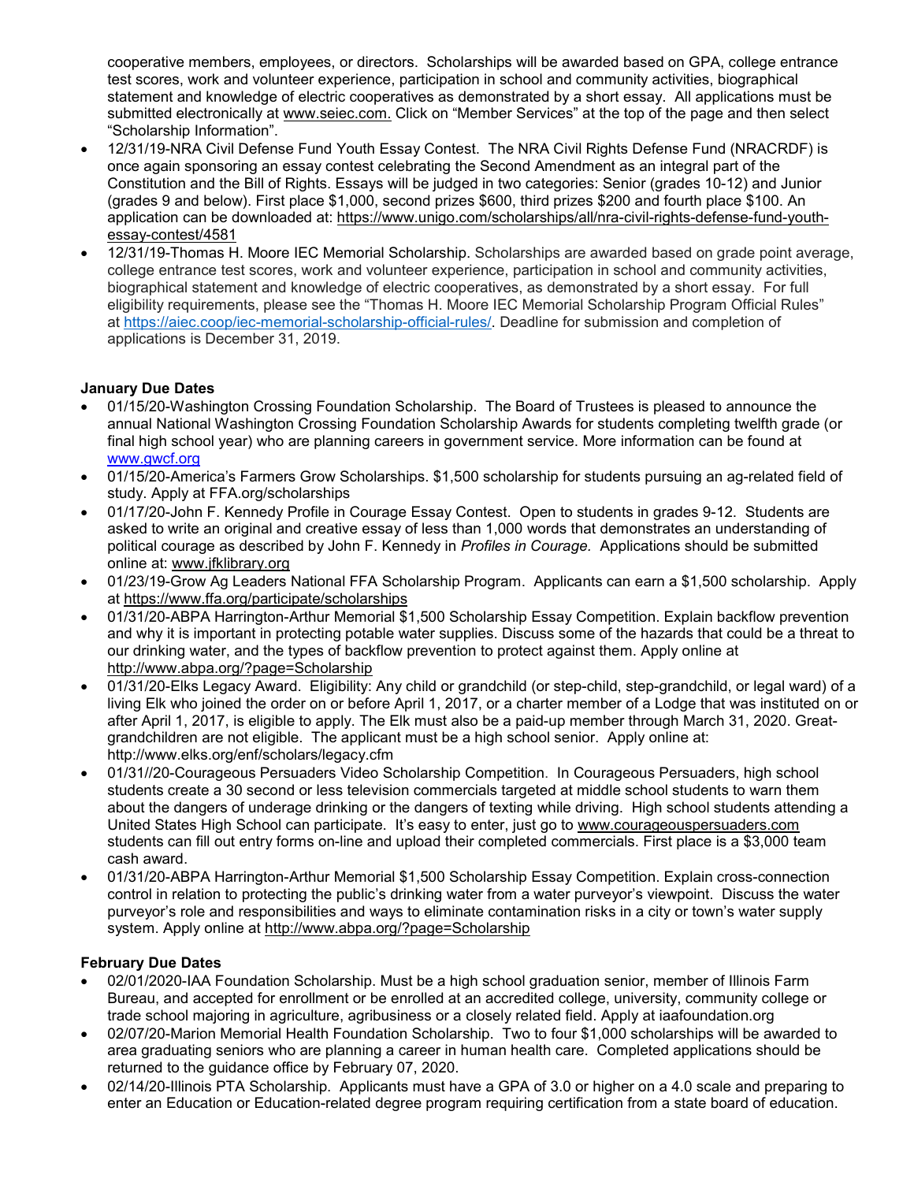cooperative members, employees, or directors. Scholarships will be awarded based on GPA, college entrance test scores, work and volunteer experience, participation in school and community activities, biographical statement and knowledge of electric cooperatives as demonstrated by a short essay. All applications must be submitted electronically at www.seiec.com. Click on "Member Services" at the top of the page and then select "Scholarship Information".

- 12/31/19-NRA Civil Defense Fund Youth Essay Contest. The NRA Civil Rights Defense Fund (NRACRDF) is once again sponsoring an essay contest celebrating the Second Amendment as an integral part of the Constitution and the Bill of Rights. Essays will be judged in two categories: Senior (grades 10-12) and Junior (grades 9 and below). First place $1,000, second prizes $600, third prizes $200 and fourth place $100. An application can be downloaded at: https://www.unigo.com/scholarships/all/nra-civil-rights-defense-fund-youth-essay-contest/4581
- 12/31/19-Thomas H. Moore IEC Memorial Scholarship. Scholarships are awarded based on grade point average, college entrance test scores, work and volunteer experience, participation in school and community activities, biographical statement and knowledge of electric cooperatives, as demonstrated by a short essay. For full eligibility requirements, please see the "Thomas H. Moore IEC Memorial Scholarship Program Official Rules" at https://aiec.coop/iec-memorial-scholarship-official-rules/. Deadline for submission and completion of applications is December 31, 2019.

**January Due Dates**

- 01/15/20-Washington Crossing Foundation Scholarship. The Board of Trustees is pleased to announce the annual National Washington Crossing Foundation Scholarship Awards for students completing twelfth grade (or final high school year) who are planning careers in government service. More information can be found at www.gwcf.org
- 01/15/20-America's Farmers Grow Scholarships. $1,500 scholarship for students pursuing an ag-related field of study. Apply at FFA.org/scholarships
- 01/17/20-John F. Kennedy Profile in Courage Essay Contest. Open to students in grades 9-12. Students are asked to write an original and creative essay of less than 1,000 words that demonstrates an understanding of political courage as described by John F. Kennedy in *Profiles in Courage*. Applications should be submitted online at: www.jfklibrary.org
- 01/23/19-Grow Ag Leaders National FFA Scholarship Program. Applicants can earn a $1,500 scholarship. Apply at https://www.ffa.org/participate/scholarships
- 01/31/20-ABPA Harrington-Arthur Memorial $1,500 Scholarship Essay Competition. Explain backflow prevention and why it is important in protecting potable water supplies. Discuss some of the hazards that could be a threat to our drinking water, and the types of backflow prevention to protect against them. Apply online at http://www.abpa.org/?page=Scholarship
- 01/31/20-Elks Legacy Award. Eligibility: Any child or grandchild (or step-child, step-grandchild, or legal ward) of a living Elk who joined the order on or before April 1, 2017, or a charter member of a Lodge that was instituted on or after April 1, 2017, is eligible to apply. The Elk must also be a paid-up member through March 31, 2020. Great-grandchildren are not eligible. The applicant must be a high school senior. Apply online at: http://www.elks.org/enf/scholars/legacy.cfm
- 01/31//20-Courageous Persuaders Video Scholarship Competition. In Courageous Persuaders, high school students create a 30 second or less television commercials targeted at middle school students to warn them about the dangers of underage drinking or the dangers of texting while driving. High school students attending a United States High School can participate. It's easy to enter, just go to www.courageouspersuaders.com students can fill out entry forms on-line and upload their completed commercials. First place is a $3,000 team cash award.
- 01/31/20-ABPA Harrington-Arthur Memorial $1,500 Scholarship Essay Competition. Explain cross-connection control in relation to protecting the public's drinking water from a water purveyor's viewpoint. Discuss the water purveyor's role and responsibilities and ways to eliminate contamination risks in a city or town's water supply system. Apply online at http://www.abpa.org/?page=Scholarship

**February Due Dates**

- 02/01/2020-IAA Foundation Scholarship. Must be a high school graduation senior, member of Illinois Farm Bureau, and accepted for enrollment or be enrolled at an accredited college, university, community college or trade school majoring in agriculture, agribusiness or a closely related field. Apply at iaafoundation.org
- 02/07/20-Marion Memorial Health Foundation Scholarship. Two to four $1,000 scholarships will be awarded to area graduating seniors who are planning a career in human health care. Completed applications should be returned to the guidance office by February 07, 2020.
- 02/14/20-Illinois PTA Scholarship. Applicants must have a GPA of 3.0 or higher on a 4.0 scale and preparing to enter an Education or Education-related degree program requiring certification from a state board of education.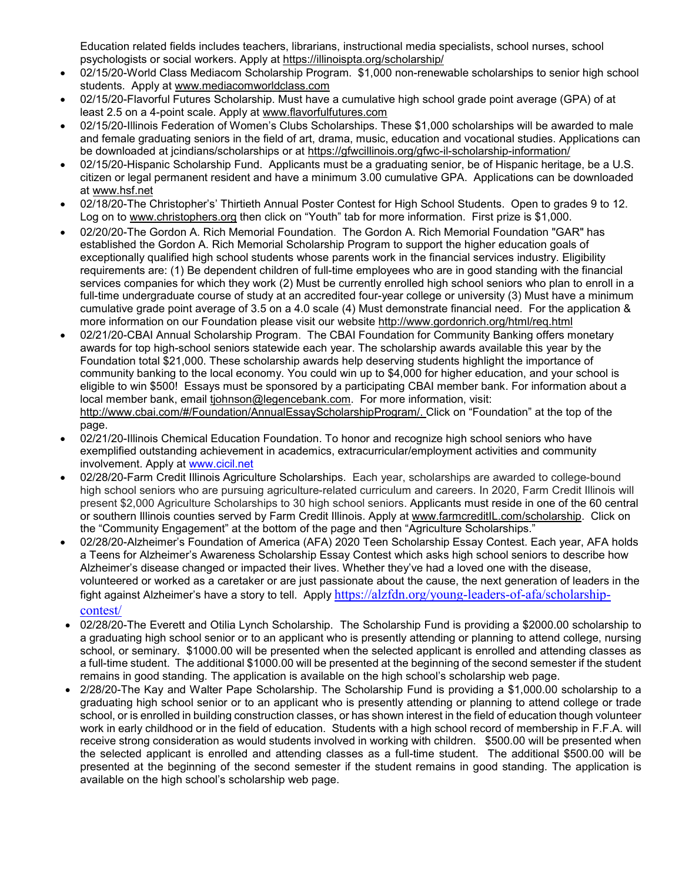Education related fields includes teachers, librarians, instructional media specialists, school nurses, school psychologists or social workers. Apply at https://illinoispta.org/scholarship/

- 02/15/20-World Class Mediacom Scholarship Program. $1,000 non-renewable scholarships to senior high school students. Apply at www.mediacomworldclass.com
- 02/15/20-Flavorful Futures Scholarship. Must have a cumulative high school grade point average (GPA) of at least 2.5 on a 4-point scale. Apply at www.flavorfulfutures.com
- 02/15/20-Illinois Federation of Women's Clubs Scholarships. These $1,000 scholarships will be awarded to male and female graduating seniors in the field of art, drama, music, education and vocational studies. Applications can be downloaded at jcindians/scholarships or at https://gfwcillinois.org/gfwc-il-scholarship-information/
- 02/15/20-Hispanic Scholarship Fund. Applicants must be a graduating senior, be of Hispanic heritage, be a U.S. citizen or legal permanent resident and have a minimum 3.00 cumulative GPA. Applications can be downloaded at www.hsf.net
- 02/18/20-The Christopher's' Thirtieth Annual Poster Contest for High School Students. Open to grades 9 to 12. Log on to www.christophers.org then click on "Youth" tab for more information. First prize is $1,000.
- 02/20/20-The Gordon A. Rich Memorial Foundation. The Gordon A. Rich Memorial Foundation "GAR" has established the Gordon A. Rich Memorial Scholarship Program to support the higher education goals of exceptionally qualified high school students whose parents work in the financial services industry. Eligibility requirements are: (1) Be dependent children of full-time employees who are in good standing with the financial services companies for which they work (2) Must be currently enrolled high school seniors who plan to enroll in a full-time undergraduate course of study at an accredited four-year college or university (3) Must have a minimum cumulative grade point average of 3.5 on a 4.0 scale (4) Must demonstrate financial need. For the application & more information on our Foundation please visit our website http://www.gordonrich.org/html/req.html
- 02/21/20-CBAI Annual Scholarship Program. The CBAI Foundation for Community Banking offers monetary awards for top high-school seniors statewide each year. The scholarship awards available this year by the Foundation total $21,000. These scholarship awards help deserving students highlight the importance of community banking to the local economy. You could win up to $4,000 for higher education, and your school is eligible to win $500! Essays must be sponsored by a participating CBAI member bank. For information about a local member bank, email tjohnson@legencebank.com. For more information, visit: http://www.cbai.com/#/Foundation/AnnualEssayScholarshipProgram/. Click on "Foundation" at the top of the page.
- 02/21/20-Illinois Chemical Education Foundation. To honor and recognize high school seniors who have exemplified outstanding achievement in academics, extracurricular/employment activities and community involvement. Apply at www.cicil.net
- 02/28/20-Farm Credit Illinois Agriculture Scholarships. Each year, scholarships are awarded to college-bound high school seniors who are pursuing agriculture-related curriculum and careers. In 2020, Farm Credit Illinois will present $2,000 Agriculture Scholarships to 30 high school seniors. Applicants must reside in one of the 60 central or southern Illinois counties served by Farm Credit Illinois. Apply at www.farmcreditIL.com/scholarship. Click on the "Community Engagement" at the bottom of the page and then "Agriculture Scholarships."
- 02/28/20-Alzheimer's Foundation of America (AFA) 2020 Teen Scholarship Essay Contest. Each year, AFA holds a Teens for Alzheimer's Awareness Scholarship Essay Contest which asks high school seniors to describe how Alzheimer's disease changed or impacted their lives. Whether they've had a loved one with the disease, volunteered or worked as a caretaker or are just passionate about the cause, the next generation of leaders in the fight against Alzheimer's have a story to tell. Apply https://alzfdn.org/young-leaders-of-afa/scholarship-contest/
- 02/28/20-The Everett and Otilia Lynch Scholarship. The Scholarship Fund is providing a $2000.00 scholarship to a graduating high school senior or to an applicant who is presently attending or planning to attend college, nursing school, or seminary. $1000.00 will be presented when the selected applicant is enrolled and attending classes as a full-time student. The additional $1000.00 will be presented at the beginning of the second semester if the student remains in good standing. The application is available on the high school's scholarship web page.
- 2/28/20-The Kay and Walter Pape Scholarship. The Scholarship Fund is providing a $1,000.00 scholarship to a graduating high school senior or to an applicant who is presently attending or planning to attend college or trade school, or is enrolled in building construction classes, or has shown interest in the field of education though volunteer work in early childhood or in the field of education. Students with a high school record of membership in F.F.A. will receive strong consideration as would students involved in working with children. $500.00 will be presented when the selected applicant is enrolled and attending classes as a full-time student. The additional $500.00 will be presented at the beginning of the second semester if the student remains in good standing. The application is available on the high school's scholarship web page.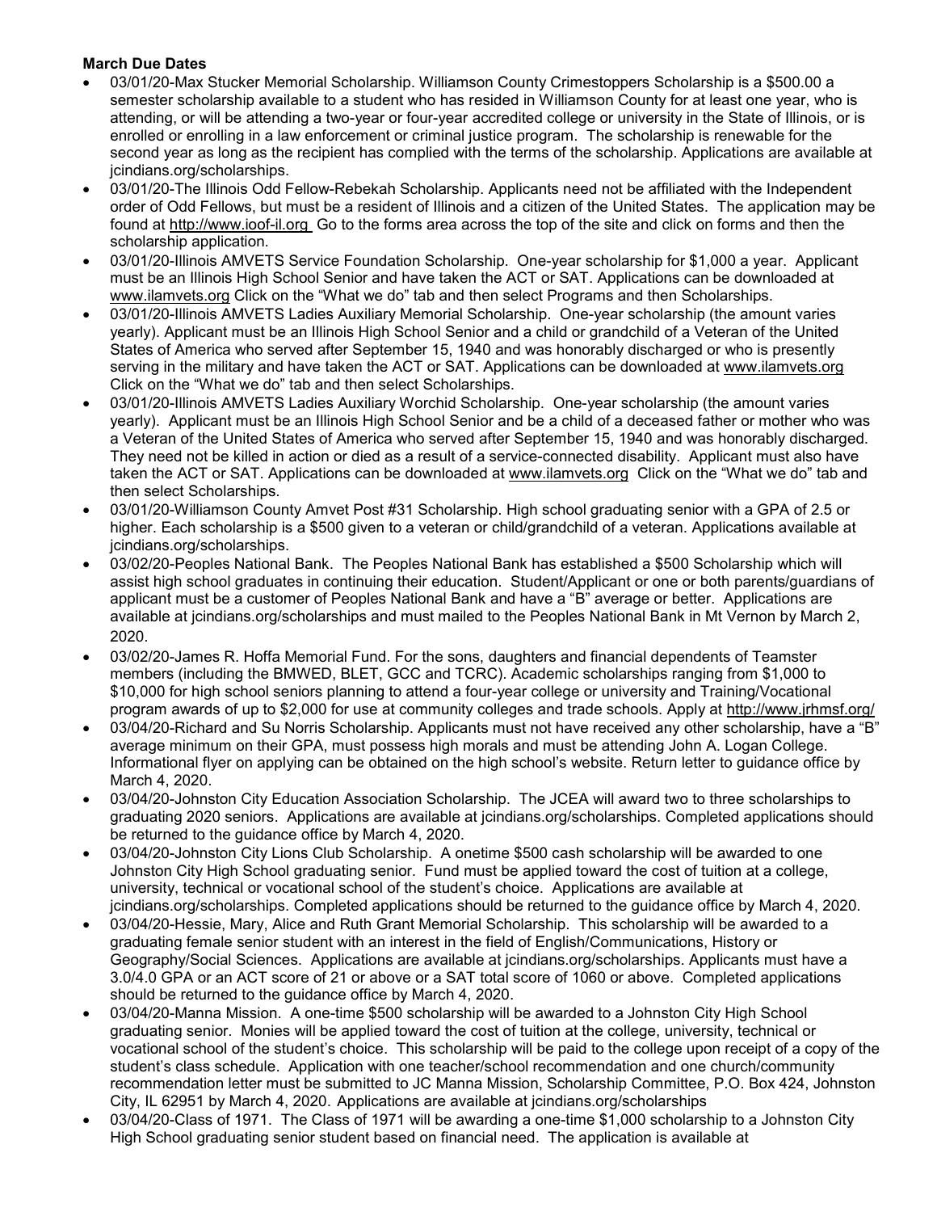**March Due Dates**

- 03/01/20-Max Stucker Memorial Scholarship. Williamson County Crimestoppers Scholarship is a $500.00 a semester scholarship available to a student who has resided in Williamson County for at least one year, who is attending, or will be attending a two-year or four-year accredited college or university in the State of Illinois, or is enrolled or enrolling in a law enforcement or criminal justice program. The scholarship is renewable for the second year as long as the recipient has complied with the terms of the scholarship. Applications are available at jcindians.org/scholarships.
- 03/01/20-The Illinois Odd Fellow-Rebekah Scholarship. Applicants need not be affiliated with the Independent order of Odd Fellows, but must be a resident of Illinois and a citizen of the United States. The application may be found at http://www.ioof-il.org Go to the forms area across the top of the site and click on forms and then the scholarship application.
- 03/01/20-Illinois AMVETS Service Foundation Scholarship. One-year scholarship for $1,000 a year. Applicant must be an Illinois High School Senior and have taken the ACT or SAT. Applications can be downloaded at www.ilamvets.org Click on the "What we do" tab and then select Programs and then Scholarships.
- 03/01/20-Illinois AMVETS Ladies Auxiliary Memorial Scholarship. One-year scholarship (the amount varies yearly). Applicant must be an Illinois High School Senior and a child or grandchild of a Veteran of the United States of America who served after September 15, 1940 and was honorably discharged or who is presently serving in the military and have taken the ACT or SAT. Applications can be downloaded at www.ilamvets.org Click on the "What we do" tab and then select Scholarships.
- 03/01/20-Illinois AMVETS Ladies Auxiliary Worchid Scholarship. One-year scholarship (the amount varies yearly). Applicant must be an Illinois High School Senior and be a child of a deceased father or mother who was a Veteran of the United States of America who served after September 15, 1940 and was honorably discharged. They need not be killed in action or died as a result of a service-connected disability. Applicant must also have taken the ACT or SAT. Applications can be downloaded at www.ilamvets.org Click on the "What we do" tab and then select Scholarships.
- 03/01/20-Williamson County Amvet Post #31 Scholarship. High school graduating senior with a GPA of 2.5 or higher. Each scholarship is a $500 given to a veteran or child/grandchild of a veteran. Applications available at jcindians.org/scholarships.
- 03/02/20-Peoples National Bank. The Peoples National Bank has established a $500 Scholarship which will assist high school graduates in continuing their education. Student/Applicant or one or both parents/guardians of applicant must be a customer of Peoples National Bank and have a "B" average or better. Applications are available at jcindians.org/scholarships and must mailed to the Peoples National Bank in Mt Vernon by March 2, 2020.
- 03/02/20-James R. Hoffa Memorial Fund. For the sons, daughters and financial dependents of Teamster members (including the BMWED, BLET, GCC and TCRC). Academic scholarships ranging from $1,000 to $10,000 for high school seniors planning to attend a four-year college or university and Training/Vocational program awards of up to $2,000 for use at community colleges and trade schools. Apply at http://www.jrhmsf.org/
- 03/04/20-Richard and Su Norris Scholarship. Applicants must not have received any other scholarship, have a "B" average minimum on their GPA, must possess high morals and must be attending John A. Logan College. Informational flyer on applying can be obtained on the high school's website. Return letter to guidance office by March 4, 2020.
- 03/04/20-Johnston City Education Association Scholarship. The JCEA will award two to three scholarships to graduating 2020 seniors. Applications are available at jcindians.org/scholarships. Completed applications should be returned to the guidance office by March 4, 2020.
- 03/04/20-Johnston City Lions Club Scholarship. A onetime $500 cash scholarship will be awarded to one Johnston City High School graduating senior. Fund must be applied toward the cost of tuition at a college, university, technical or vocational school of the student's choice. Applications are available at jcindians.org/scholarships. Completed applications should be returned to the guidance office by March 4, 2020.
- 03/04/20-Hessie, Mary, Alice and Ruth Grant Memorial Scholarship. This scholarship will be awarded to a graduating female senior student with an interest in the field of English/Communications, History or Geography/Social Sciences. Applications are available at jcindians.org/scholarships. Applicants must have a 3.0/4.0 GPA or an ACT score of 21 or above or a SAT total score of 1060 or above. Completed applications should be returned to the guidance office by March 4, 2020.
- 03/04/20-Manna Mission. A one-time $500 scholarship will be awarded to a Johnston City High School graduating senior. Monies will be applied toward the cost of tuition at the college, university, technical or vocational school of the student's choice. This scholarship will be paid to the college upon receipt of a copy of the student's class schedule. Application with one teacher/school recommendation and one church/community recommendation letter must be submitted to JC Manna Mission, Scholarship Committee, P.O. Box 424, Johnston City, IL 62951 by March 4, 2020. Applications are available at jcindians.org/scholarships
- 03/04/20-Class of 1971. The Class of 1971 will be awarding a one-time $1,000 scholarship to a Johnston City High School graduating senior student based on financial need. The application is available at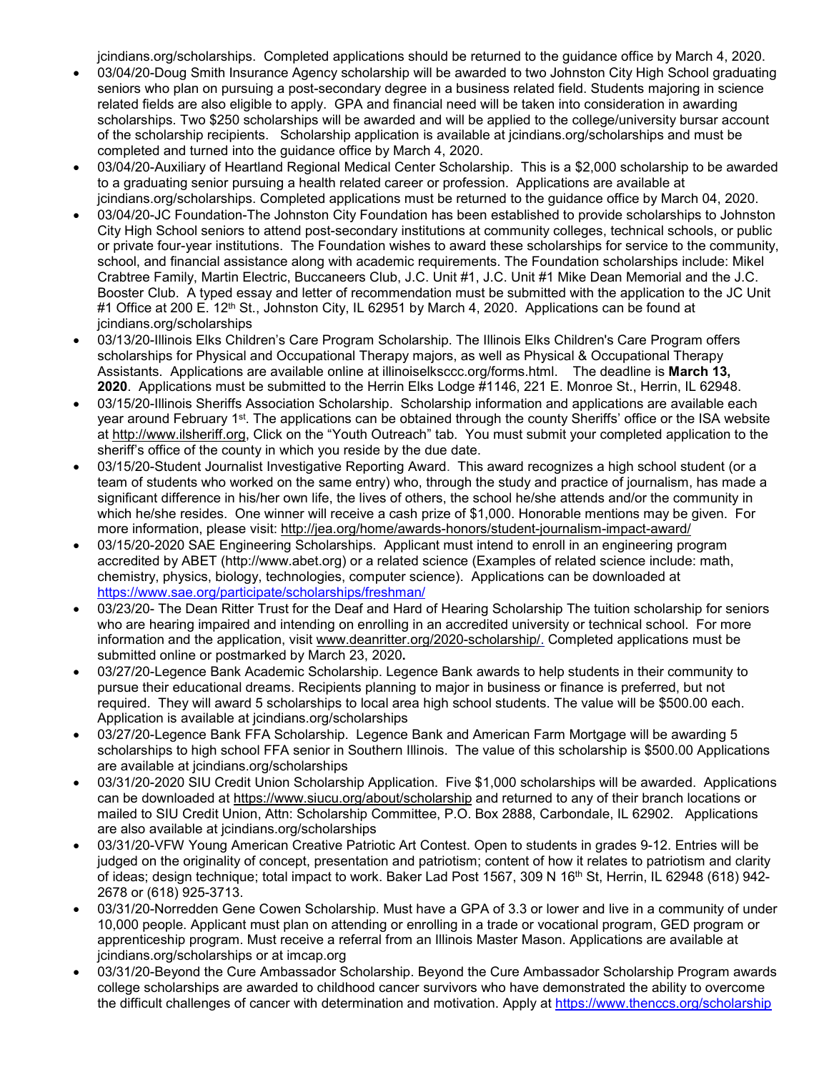jcindians.org/scholarships. Completed applications should be returned to the guidance office by March 4, 2020.

- 03/04/20-Doug Smith Insurance Agency scholarship will be awarded to two Johnston City High School graduating seniors who plan on pursuing a post-secondary degree in a business related field. Students majoring in science related fields are also eligible to apply. GPA and financial need will be taken into consideration in awarding scholarships. Two $250 scholarships will be awarded and will be applied to the college/university bursar account of the scholarship recipients. Scholarship application is available at jcindians.org/scholarships and must be completed and turned into the guidance office by March 4, 2020.
- 03/04/20-Auxiliary of Heartland Regional Medical Center Scholarship. This is a $2,000 scholarship to be awarded to a graduating senior pursuing a health related career or profession. Applications are available at jcindians.org/scholarships. Completed applications must be returned to the guidance office by March 04, 2020.
- 03/04/20-JC Foundation-The Johnston City Foundation has been established to provide scholarships to Johnston City High School seniors to attend post-secondary institutions at community colleges, technical schools, or public or private four-year institutions. The Foundation wishes to award these scholarships for service to the community, school, and financial assistance along with academic requirements. The Foundation scholarships include: Mikel Crabtree Family, Martin Electric, Buccaneers Club, J.C. Unit #1, J.C. Unit #1 Mike Dean Memorial and the J.C. Booster Club. A typed essay and letter of recommendation must be submitted with the application to the JC Unit #1 Office at 200 E. 12th St., Johnston City, IL 62951 by March 4, 2020. Applications can be found at jcindians.org/scholarships
- 03/13/20-Illinois Elks Children's Care Program Scholarship. The Illinois Elks Children's Care Program offers scholarships for Physical and Occupational Therapy majors, as well as Physical & Occupational Therapy Assistants. Applications are available online at illinoiselkscc.org/forms.html. The deadline is **March 13, 2020**. Applications must be submitted to the Herrin Elks Lodge #1146, 221 E. Monroe St., Herrin, IL 62948.
- 03/15/20-Illinois Sheriffs Association Scholarship. Scholarship information and applications are available each year around February 1st. The applications can be obtained through the county Sheriffs' office or the ISA website at http://www.ilsheriff.org, Click on the "Youth Outreach" tab. You must submit your completed application to the sheriff's office of the county in which you reside by the due date.
- 03/15/20-Student Journalist Investigative Reporting Award. This award recognizes a high school student (or a team of students who worked on the same entry) who, through the study and practice of journalism, has made a significant difference in his/her own life, the lives of others, the school he/she attends and/or the community in which he/she resides. One winner will receive a cash prize of $1,000. Honorable mentions may be given. For more information, please visit: http://jea.org/home/awards-honors/student-journalism-impact-award/
- 03/15/20-2020 SAE Engineering Scholarships. Applicant must intend to enroll in an engineering program accredited by ABET (http://www.abet.org) or a related science (Examples of related science include: math, chemistry, physics, biology, technologies, computer science). Applications can be downloaded at https://www.sae.org/participate/scholarships/freshman/
- 03/23/20- The Dean Ritter Trust for the Deaf and Hard of Hearing Scholarship The tuition scholarship for seniors who are hearing impaired and intending on enrolling in an accredited university or technical school. For more information and the application, visit www.deanritter.org/2020-scholarship/. Completed applications must be submitted online or postmarked by March 23, 2020**.**
- 03/27/20-Legence Bank Academic Scholarship. Legence Bank awards to help students in their community to pursue their educational dreams. Recipients planning to major in business or finance is preferred, but not required. They will award 5 scholarships to local area high school students. The value will be $500.00 each. Application is available at jcindians.org/scholarships
- 03/27/20-Legence Bank FFA Scholarship. Legence Bank and American Farm Mortgage will be awarding 5 scholarships to high school FFA senior in Southern Illinois. The value of this scholarship is $500.00 Applications are available at jcindians.org/scholarships
- 03/31/20-2020 SIU Credit Union Scholarship Application. Five $1,000 scholarships will be awarded. Applications can be downloaded at https://www.siucu.org/about/scholarship and returned to any of their branch locations or mailed to SIU Credit Union, Attn: Scholarship Committee, P.O. Box 2888, Carbondale, IL 62902. Applications are also available at jcindians.org/scholarships
- 03/31/20-VFW Young American Creative Patriotic Art Contest. Open to students in grades 9-12. Entries will be judged on the originality of concept, presentation and patriotism; content of how it relates to patriotism and clarity of ideas; design technique; total impact to work. Baker Lad Post 1567, 309 N 16th St, Herrin, IL 62948 (618) 942-2678 or (618) 925-3713.
- 03/31/20-Norredden Gene Cowen Scholarship. Must have a GPA of 3.3 or lower and live in a community of under 10,000 people. Applicant must plan on attending or enrolling in a trade or vocational program, GED program or apprenticeship program. Must receive a referral from an Illinois Master Mason. Applications are available at jcindians.org/scholarships or at imcap.org
- 03/31/20-Beyond the Cure Ambassador Scholarship. Beyond the Cure Ambassador Scholarship Program awards college scholarships are awarded to childhood cancer survivors who have demonstrated the ability to overcome the difficult challenges of cancer with determination and motivation. Apply at https://www.thenccs.org/scholarship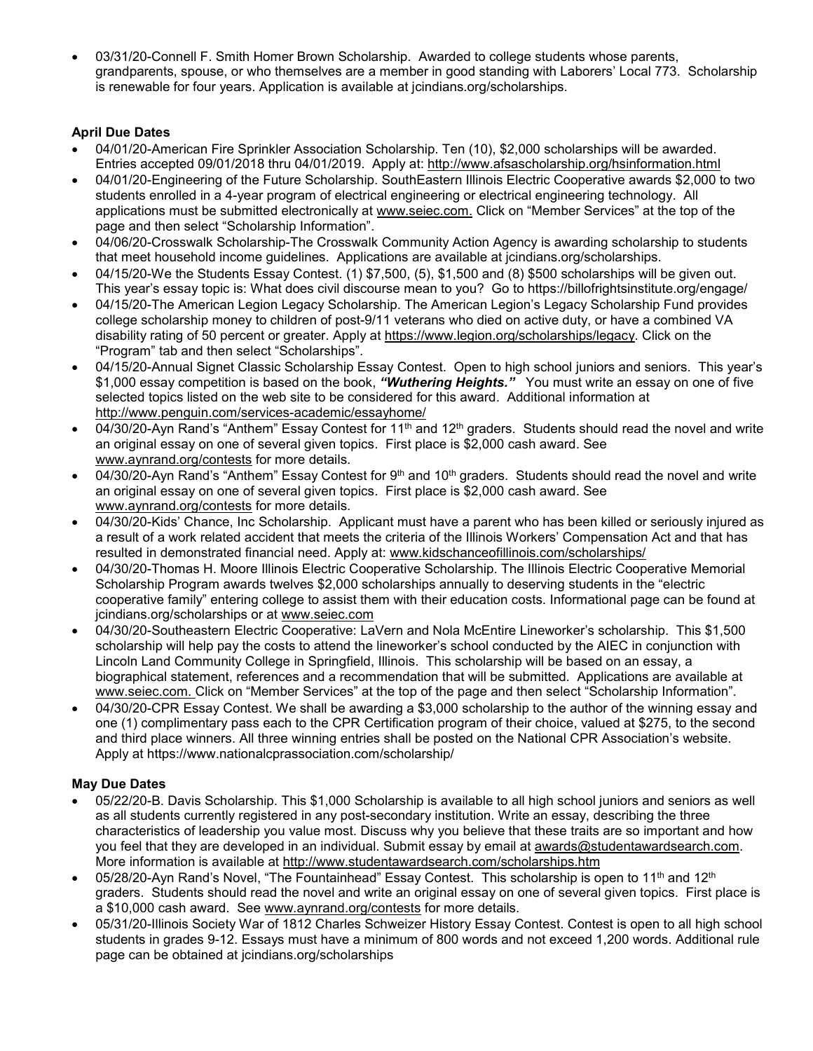- 03/31/20-Connell F. Smith Homer Brown Scholarship. Awarded to college students whose parents, grandparents, spouse, or who themselves are a member in good standing with Laborers' Local 773. Scholarship is renewable for four years. Application is available at jcindians.org/scholarships.

**April Due Dates**

- 04/01/20-American Fire Sprinkler Association Scholarship. Ten (10), $2,000 scholarships will be awarded. Entries accepted 09/01/2018 thru 04/01/2019. Apply at: http://www.afsascholarship.org/hsinformation.html
- 04/01/20-Engineering of the Future Scholarship. SouthEastern Illinois Electric Cooperative awards $2,000 to two students enrolled in a 4-year program of electrical engineering or electrical engineering technology. All applications must be submitted electronically at www.seiec.com. Click on "Member Services" at the top of the page and then select "Scholarship Information".
- 04/06/20-Crosswalk Scholarship-The Crosswalk Community Action Agency is awarding scholarship to students that meet household income guidelines. Applications are available at jcindians.org/scholarships.
- 04/15/20-We the Students Essay Contest. (1) $7,500, (5), $1,500 and (8) $500 scholarships will be given out. This year's essay topic is: What does civil discourse mean to you? Go to https://billofrightsinstitute.org/engage/
- 04/15/20-The American Legion Legacy Scholarship. The American Legion's Legacy Scholarship Fund provides college scholarship money to children of post-9/11 veterans who died on active duty, or have a combined VA disability rating of 50 percent or greater. Apply at https://www.legion.org/scholarships/legacy. Click on the "Program" tab and then select "Scholarships".
- 04/15/20-Annual Signet Classic Scholarship Essay Contest. Open to high school juniors and seniors. This year's $1,000 essay competition is based on the book, ***"Wuthering Heights."*** You must write an essay on one of five selected topics listed on the web site to be considered for this award. Additional information at http://www.penguin.com/services-academic/essayhome/
- 04/30/20-Ayn Rand's "Anthem" Essay Contest for 11th and 12th graders. Students should read the novel and write an original essay on one of several given topics. First place is $2,000 cash award. See www.aynrand.org/contests for more details.
- 04/30/20-Ayn Rand's "Anthem" Essay Contest for 9th and 10th graders. Students should read the novel and write an original essay on one of several given topics. First place is $2,000 cash award. See www.aynrand.org/contests for more details.
- 04/30/20-Kids' Chance, Inc Scholarship. Applicant must have a parent who has been killed or seriously injured as a result of a work related accident that meets the criteria of the Illinois Workers' Compensation Act and that has resulted in demonstrated financial need. Apply at: www.kidschanceofillinois.com/scholarships/
- 04/30/20-Thomas H. Moore Illinois Electric Cooperative Scholarship. The Illinois Electric Cooperative Memorial Scholarship Program awards twelves $2,000 scholarships annually to deserving students in the "electric cooperative family" entering college to assist them with their education costs. Informational page can be found at jcindians.org/scholarships or at www.seiec.com
- 04/30/20-Southeastern Electric Cooperative: LaVern and Nola McEntire Lineworker's scholarship. This $1,500 scholarship will help pay the costs to attend the lineworker's school conducted by the AIEC in conjunction with Lincoln Land Community College in Springfield, Illinois. This scholarship will be based on an essay, a biographical statement, references and a recommendation that will be submitted. Applications are available at www.seiec.com. Click on "Member Services" at the top of the page and then select "Scholarship Information".
- 04/30/20-CPR Essay Contest. We shall be awarding a $3,000 scholarship to the author of the winning essay and one (1) complimentary pass each to the CPR Certification program of their choice, valued at $275, to the second and third place winners. All three winning entries shall be posted on the National CPR Association's website. Apply at https://www.nationalcprassociation.com/scholarship/

**May Due Dates**

- 05/22/20-B. Davis Scholarship. This $1,000 Scholarship is available to all high school juniors and seniors as well as all students currently registered in any post-secondary institution. Write an essay, describing the three characteristics of leadership you value most. Discuss why you believe that these traits are so important and how you feel that they are developed in an individual. Submit essay by email at awards@studentawardsearch.com. More information is available at http://www.studentawardsearch.com/scholarships.htm
- 05/28/20-Ayn Rand's Novel, "The Fountainhead" Essay Contest. This scholarship is open to 11th and 12th graders. Students should read the novel and write an original essay on one of several given topics. First place is a $10,000 cash award. See www.aynrand.org/contests for more details.
- 05/31/20-Illinois Society War of 1812 Charles Schweizer History Essay Contest. Contest is open to all high school students in grades 9-12. Essays must have a minimum of 800 words and not exceed 1,200 words. Additional rule page can be obtained at jcindians.org/scholarships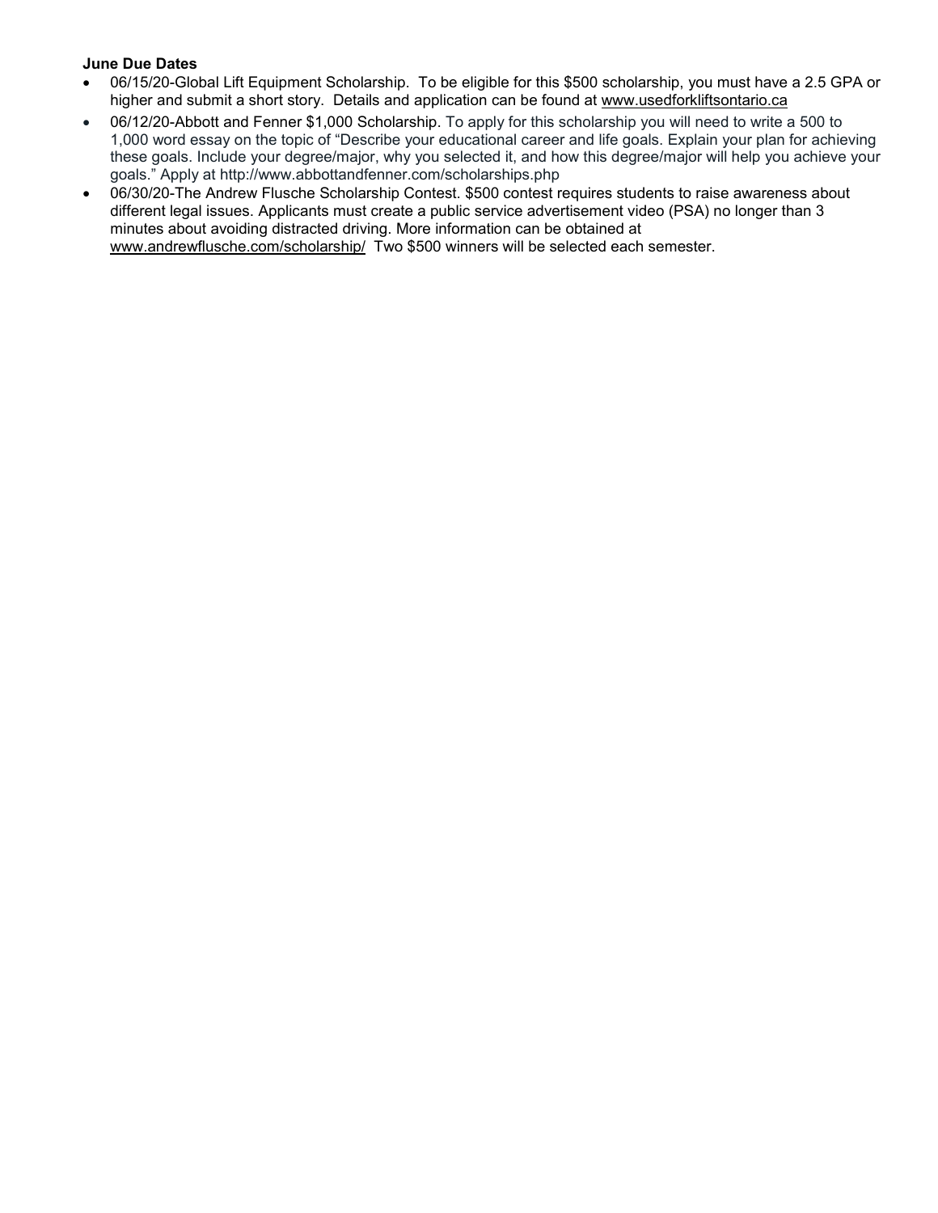**June Due Dates**

- 06/15/20-Global Lift Equipment Scholarship. To be eligible for this $500 scholarship, you must have a 2.5 GPA or higher and submit a short story. Details and application can be found at www.usedforkliftsontario.ca
- 06/12/20-Abbott and Fenner $1,000 Scholarship. To apply for this scholarship you will need to write a 500 to 1,000 word essay on the topic of "Describe your educational career and life goals. Explain your plan for achieving these goals. Include your degree/major, why you selected it, and how this degree/major will help you achieve your goals." Apply at http://www.abbottandfenner.com/scholarships.php
- 06/30/20-The Andrew Flusche Scholarship Contest. $500 contest requires students to raise awareness about different legal issues. Applicants must create a public service advertisement video (PSA) no longer than 3 minutes about avoiding distracted driving. More information can be obtained at www.andrewflusche.com/scholarship/ Two $500 winners will be selected each semester.